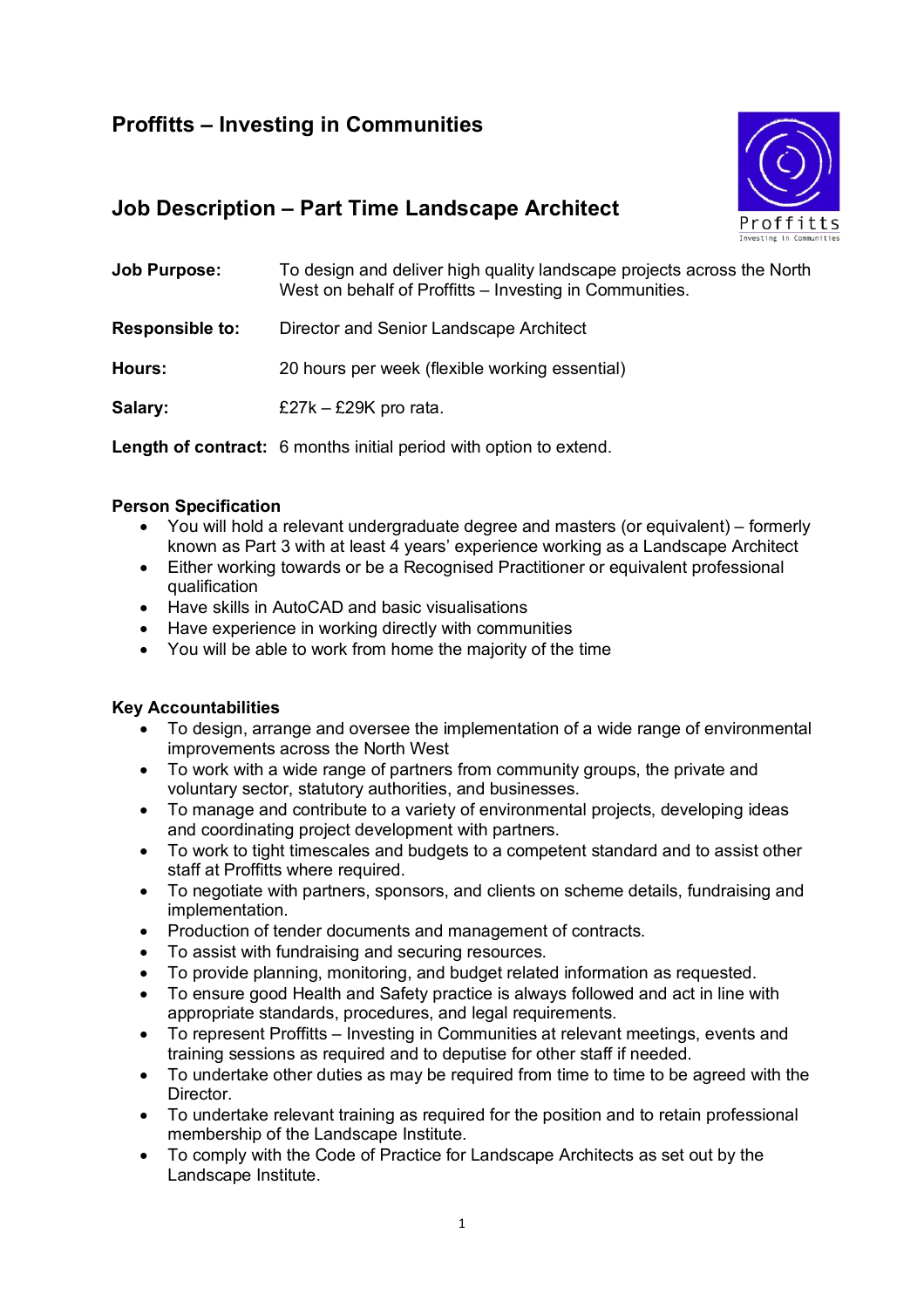# Proffitts – Investing in Communities

## Job Description – Part Time Landscape Architect

**Job Purpose:** To design and deliver high quality landscape projects across the North West on behalf of Proffitts – Investing in Communities.

**Responsible to:** Director and Senior Landscape Architect

**Hours:** 20 hours per week (flexible working essential)

**Salary:** £27k – £29K pro rata.

**Length of contract:** 6 months initial period with option to extend.

### Person Specification

- You will hold a relevant undergraduate degree and masters (or equivalent) – formerly known as Part 3 with at least 4 years' experience working as a Landscape Architect
- Either working towards or be a Recognised Practitioner or equivalent professional qualification
- Have skills in AutoCAD and basic visualisations
- Have experience in working directly with communities
- You will be able to work from home the majority of the time

### Key Accountabilities

- To design, arrange and oversee the implementation of a wide range of environmental improvements across the North West
- To work with a wide range of partners from community groups, the private and voluntary sector, statutory authorities, and businesses.
- To manage and contribute to a variety of environmental projects, developing ideas and coordinating project development with partners.
- To work to tight timescales and budgets to a competent standard and to assist other staff at Proffitts where required.
- To negotiate with partners, sponsors, and clients on scheme details, fundraising and implementation.
- Production of tender documents and management of contracts.
- To assist with fundraising and securing resources.
- To provide planning, monitoring, and budget related information as requested.
- To ensure good Health and Safety practice is always followed and act in line with appropriate standards, procedures, and legal requirements.
- To represent Proffitts – Investing in Communities at relevant meetings, events and training sessions as required and to deputise for other staff if needed.
- To undertake other duties as may be required from time to time to be agreed with the Director.
- To undertake relevant training as required for the position and to retain professional membership of the Landscape Institute.
- To comply with the Code of Practice for Landscape Architects as set out by the Landscape Institute.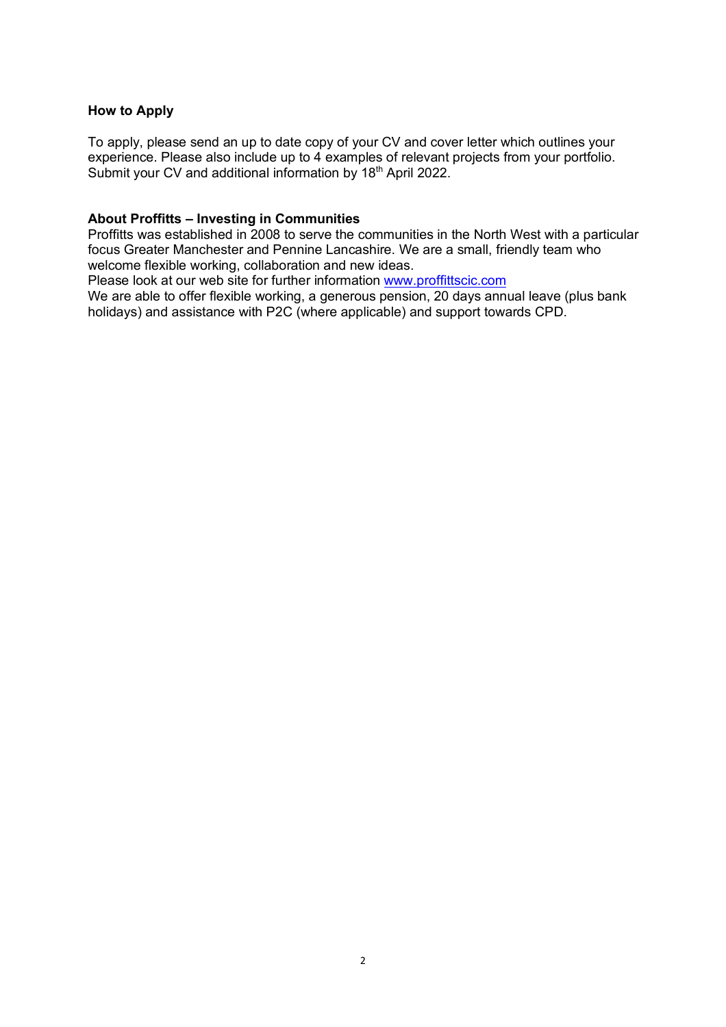## How to Apply

To apply, please send an up to date copy of your CV and cover letter which outlines your experience. Please also include up to 4 examples of relevant projects from your portfolio. Submit your CV and additional information by 18th April 2022.

## About Proffitts – Investing in Communities

Proffitts was established in 2008 to serve the communities in the North West with a particular focus Greater Manchester and Pennine Lancashire. We are a small, friendly team who welcome flexible working, collaboration and new ideas.

Please look at our web site for further information [www.proffittscic.com](www.proffittscic.com)

We are able to offer flexible working, a generous pension, 20 days annual leave (plus bank holidays) and assistance with P2C (where applicable) and support towards CPD.